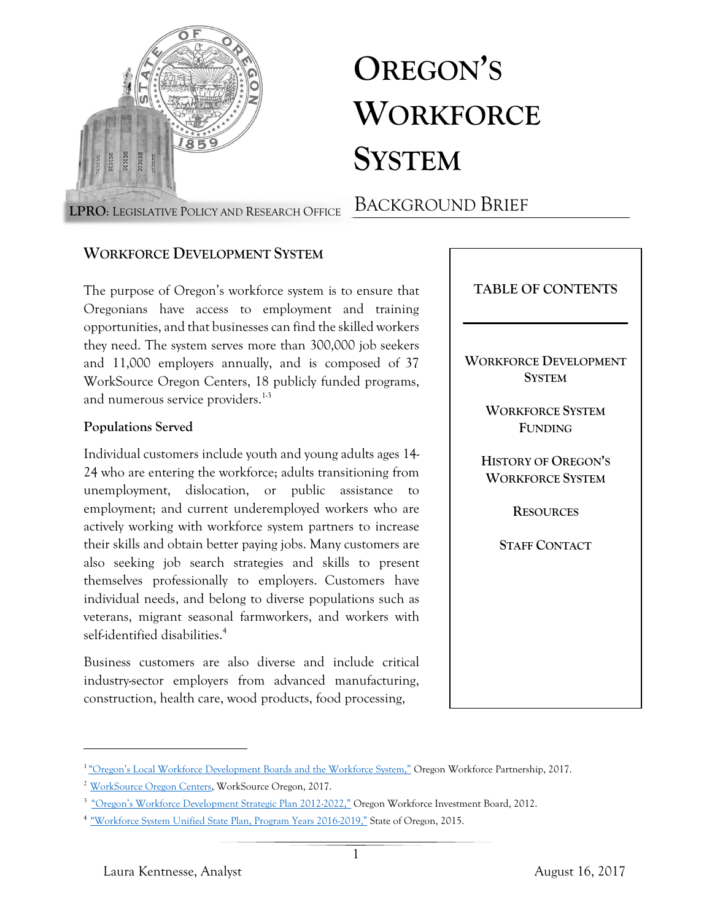# Oregon's Workforce System

LPRO: Legislative Policy and Research Office

## Background Brief

| TABLE OF CONTENTS |
| --- |
| Workforce Development System |
| Workforce System Funding |
| History of Oregon's Workforce System |
| Resources |
| Staff Contact |

## Workforce Development System

The purpose of Oregon's workforce system is to ensure that Oregonians have access to employment and training opportunities, and that businesses can find the skilled workers they need. The system serves more than 300,000 job seekers and 11,000 employers annually, and is composed of 37 WorkSource Oregon Centers, 18 publicly funded programs, and numerous service providers.[1-3]

### Populations Served

Individual customers include youth and young adults ages 14-24 who are entering the workforce; adults transitioning from unemployment, dislocation, or public assistance to employment; and current underemployed workers who are actively working with workforce system partners to increase their skills and obtain better paying jobs. Many customers are also seeking job search strategies and skills to present themselves professionally to employers. Customers have individual needs, and belong to diverse populations such as veterans, migrant seasonal farmworkers, and workers with self-identified disabilities.[4]

Business customers are also diverse and include critical industry-sector employers from advanced manufacturing, construction, health care, wood products, food processing,

---

[1] "Oregon's Local Workforce Development Boards and the Workforce System," Oregon Workforce Partnership, 2017.

[2] WorkSource Oregon Centers, WorkSource Oregon, 2017.

[3] "Oregon's Workforce Development Strategic Plan 2012-2022," Oregon Workforce Investment Board, 2012.

[4] "Workforce System Unified State Plan, Program Years 2016-2019," State of Oregon, 2015.

Laura Kentnesse, Analyst — August 16, 2017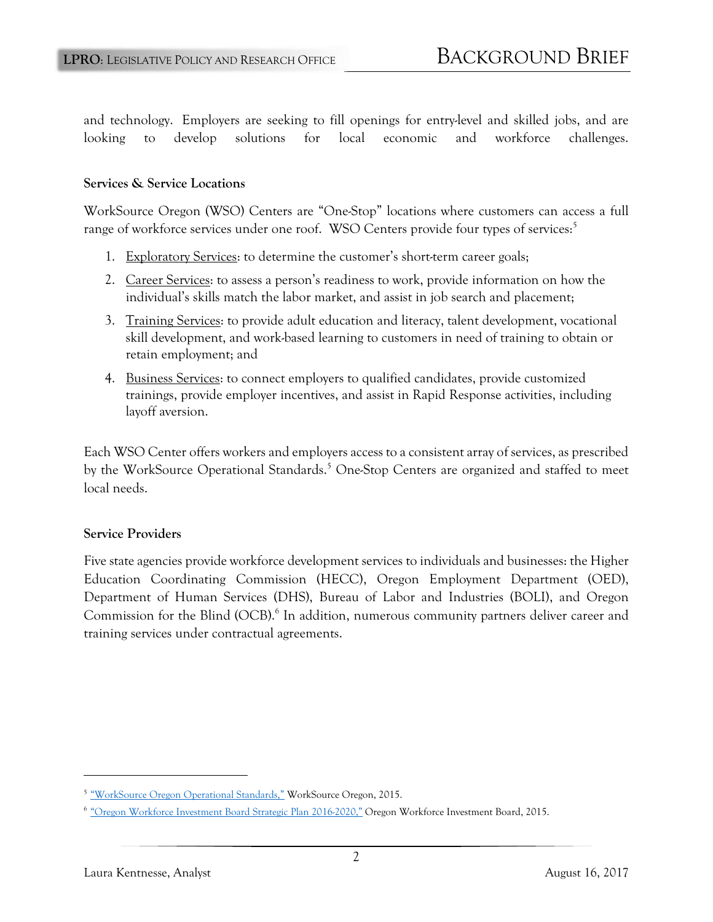and technology. Employers are seeking to fill openings for entry-level and skilled jobs, and are looking to develop solutions for local economic and workforce challenges.

### Services & Service Locations

WorkSource Oregon (WSO) Centers are "One-Stop" locations where customers can access a full range of workforce services under one roof. WSO Centers provide four types of services:[5]

1. Exploratory Services: to determine the customer's short-term career goals;
2. Career Services: to assess a person's readiness to work, provide information on how the individual's skills match the labor market, and assist in job search and placement;
3. Training Services: to provide adult education and literacy, talent development, vocational skill development, and work-based learning to customers in need of training to obtain or retain employment; and
4. Business Services: to connect employers to qualified candidates, provide customized trainings, provide employer incentives, and assist in Rapid Response activities, including layoff aversion.

Each WSO Center offers workers and employers access to a consistent array of services, as prescribed by the WorkSource Operational Standards.[5] One-Stop Centers are organized and staffed to meet local needs.

### Service Providers

Five state agencies provide workforce development services to individuals and businesses: the Higher Education Coordinating Commission (HECC), Oregon Employment Department (OED), Department of Human Services (DHS), Bureau of Labor and Industries (BOLI), and Oregon Commission for the Blind (OCB).[6] In addition, numerous community partners deliver career and training services under contractual agreements.

---

[5] "WorkSource Oregon Operational Standards," WorkSource Oregon, 2015.

[6] "Oregon Workforce Investment Board Strategic Plan 2016-2020," Oregon Workforce Investment Board, 2015.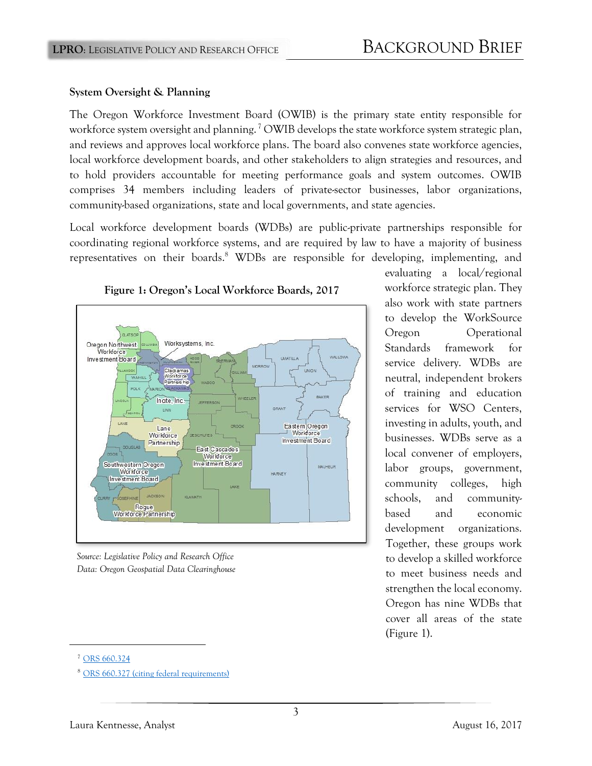### System Oversight & Planning

The Oregon Workforce Investment Board (OWIB) is the primary state entity responsible for workforce system oversight and planning.[7] OWIB develops the state workforce system strategic plan, and reviews and approves local workforce plans. The board also convenes state workforce agencies, local workforce development boards, and other stakeholders to align strategies and resources, and to hold providers accountable for meeting performance goals and system outcomes. OWIB comprises 34 members including leaders of private-sector businesses, labor organizations, community-based organizations, state and local governments, and state agencies.

Local workforce development boards (WDBs) are public-private partnerships responsible for coordinating regional workforce systems, and are required by law to have a majority of business representatives on their boards.[8] WDBs are responsible for developing, implementing, and evaluating a local/regional workforce strategic plan. They also work with state partners to develop the WorkSource Oregon Operational Standards framework for service delivery. WDBs are neutral, independent brokers of training and education services for WSO Centers, investing in adults, youth, and businesses. WDBs serve as a local convener of employers, labor groups, government, community colleges, high schools, and community-based and economic development organizations. Together, these groups work to develop a skilled workforce to meet business needs and strengthen the local economy. Oregon has nine WDBs that cover all areas of the state (Figure 1).

**Figure 1: Oregon's Local Workforce Boards, 2017**

*Source: Legislative Policy and Research Office*
*Data: Oregon Geospatial Data Clearinghouse*

---

[7] ORS 660.324

[8] ORS 660.327 (citing federal requirements)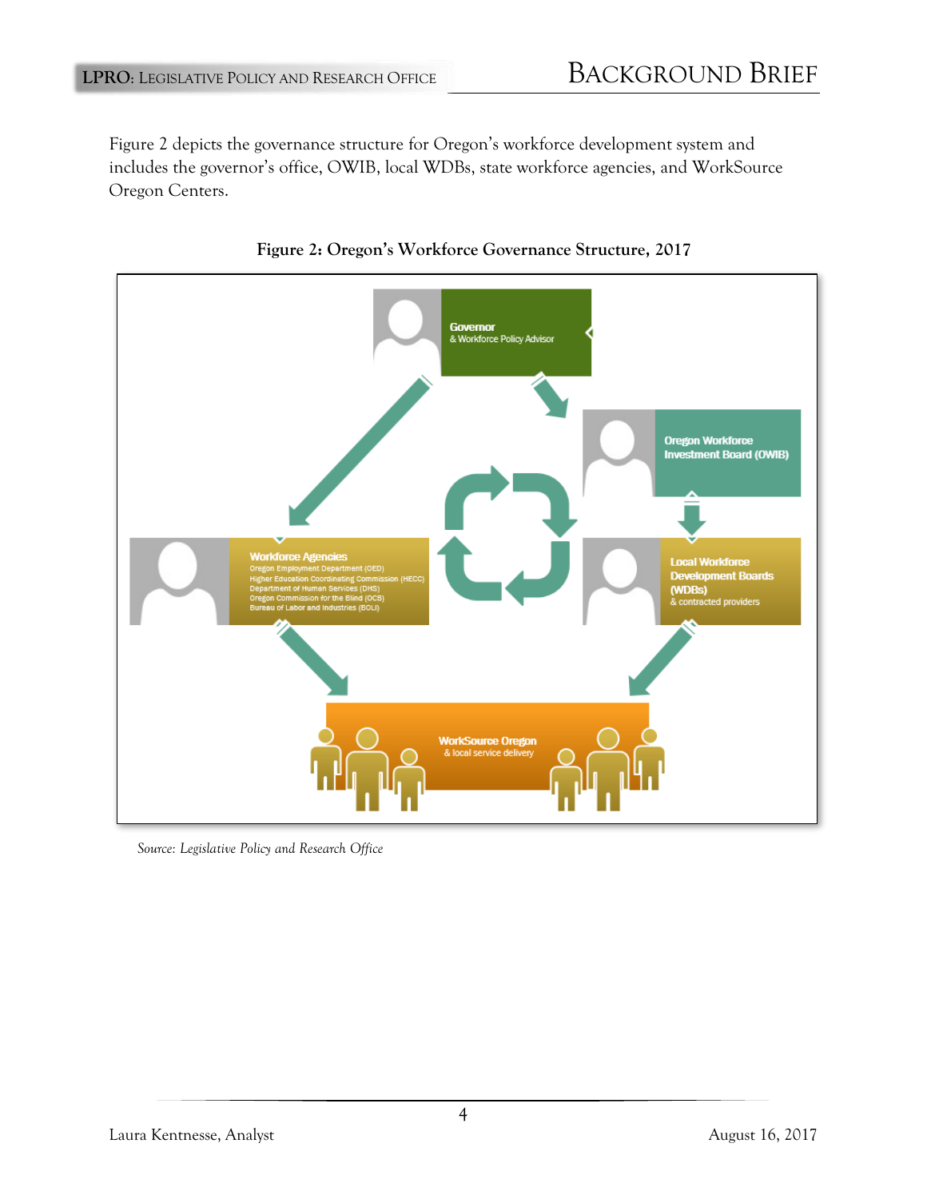Figure 2 depicts the governance structure for Oregon's workforce development system and includes the governor's office, OWIB, local WDBs, state workforce agencies, and WorkSource Oregon Centers.

**Figure 2: Oregon's Workforce Governance Structure, 2017**

Governor
& Workforce Policy Advisor

Oregon Workforce Investment Board (OWIB)

Workforce Agencies
Oregon Employment Department (OED)
Higher Education Coordinating Commission (HECC)
Department of Human Services (DHS)
Oregon Commission for the Blind (OCB)
Bureau of Labor and Industries (BOLI)

Local Workforce Development Boards (WDBs)
& contracted providers

WorkSource Oregon
& local service delivery

*Source: Legislative Policy and Research Office*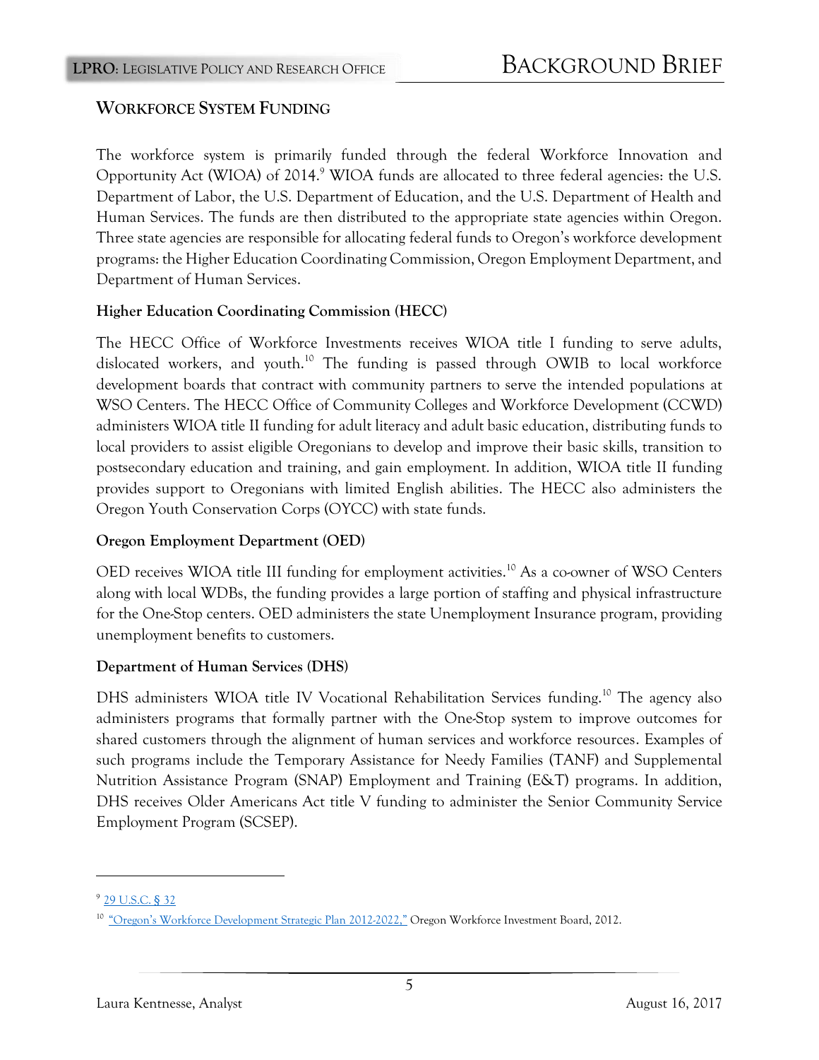## Workforce System Funding

The workforce system is primarily funded through the federal Workforce Innovation and Opportunity Act (WIOA) of 2014.[9] WIOA funds are allocated to three federal agencies: the U.S. Department of Labor, the U.S. Department of Education, and the U.S. Department of Health and Human Services. The funds are then distributed to the appropriate state agencies within Oregon. Three state agencies are responsible for allocating federal funds to Oregon's workforce development programs: the Higher Education Coordinating Commission, Oregon Employment Department, and Department of Human Services.

### Higher Education Coordinating Commission (HECC)

The HECC Office of Workforce Investments receives WIOA title I funding to serve adults, dislocated workers, and youth.[10] The funding is passed through OWIB to local workforce development boards that contract with community partners to serve the intended populations at WSO Centers. The HECC Office of Community Colleges and Workforce Development (CCWD) administers WIOA title II funding for adult literacy and adult basic education, distributing funds to local providers to assist eligible Oregonians to develop and improve their basic skills, transition to postsecondary education and training, and gain employment. In addition, WIOA title II funding provides support to Oregonians with limited English abilities. The HECC also administers the Oregon Youth Conservation Corps (OYCC) with state funds.

### Oregon Employment Department (OED)

OED receives WIOA title III funding for employment activities.[10] As a co-owner of WSO Centers along with local WDBs, the funding provides a large portion of staffing and physical infrastructure for the One-Stop centers. OED administers the state Unemployment Insurance program, providing unemployment benefits to customers.

### Department of Human Services (DHS)

DHS administers WIOA title IV Vocational Rehabilitation Services funding.[10] The agency also administers programs that formally partner with the One-Stop system to improve outcomes for shared customers through the alignment of human services and workforce resources. Examples of such programs include the Temporary Assistance for Needy Families (TANF) and Supplemental Nutrition Assistance Program (SNAP) Employment and Training (E&T) programs. In addition, DHS receives Older Americans Act title V funding to administer the Senior Community Service Employment Program (SCSEP).

---

[9] 29 U.S.C. § 32

[10] "Oregon's Workforce Development Strategic Plan 2012-2022," Oregon Workforce Investment Board, 2012.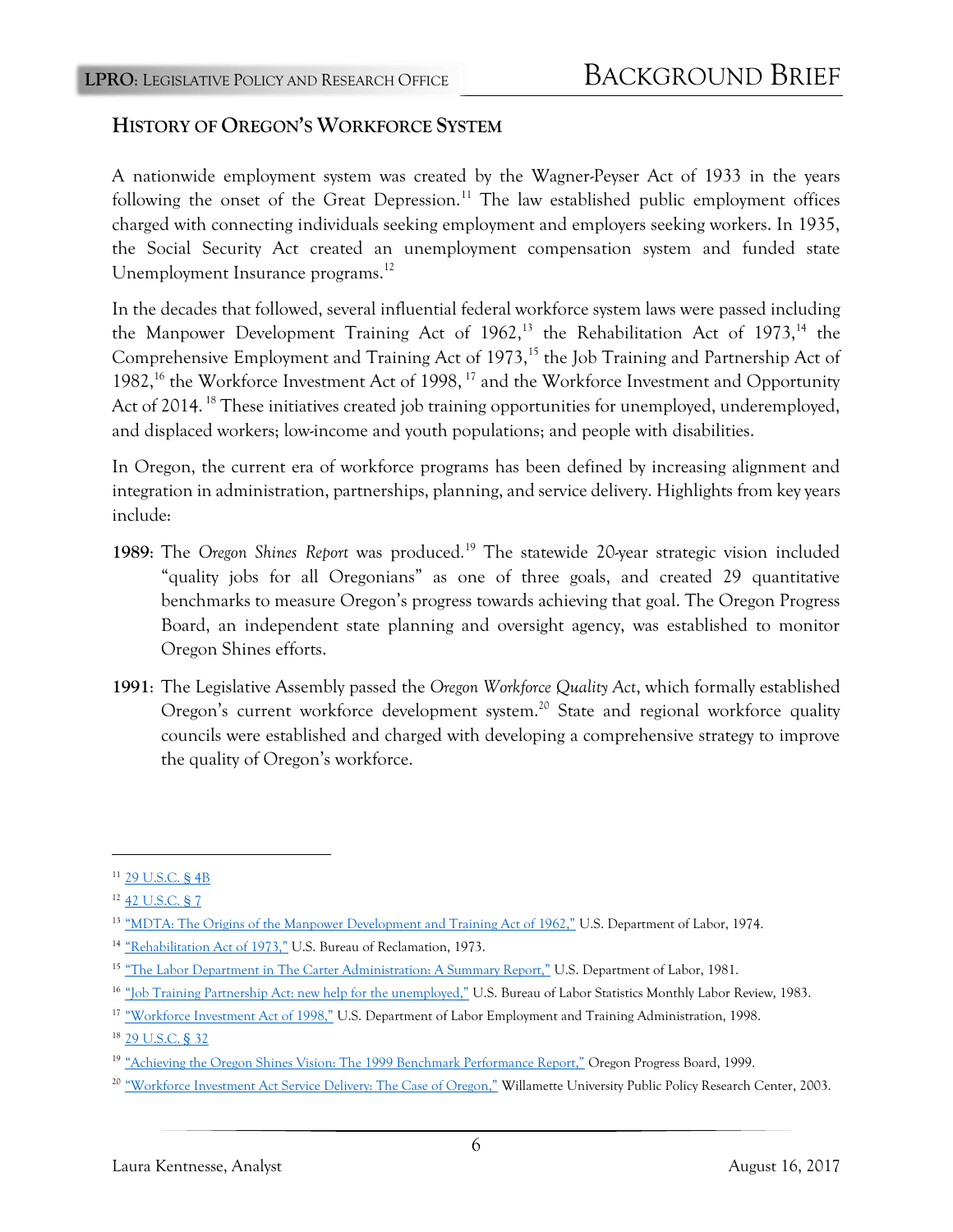## History of Oregon's Workforce System

A nationwide employment system was created by the Wagner-Peyser Act of 1933 in the years following the onset of the Great Depression.[11] The law established public employment offices charged with connecting individuals seeking employment and employers seeking workers. In 1935, the Social Security Act created an unemployment compensation system and funded state Unemployment Insurance programs.[12]

In the decades that followed, several influential federal workforce system laws were passed including the Manpower Development Training Act of 1962,[13] the Rehabilitation Act of 1973,[14] the Comprehensive Employment and Training Act of 1973,[15] the Job Training and Partnership Act of 1982,[16] the Workforce Investment Act of 1998,[17] and the Workforce Investment and Opportunity Act of 2014.[18] These initiatives created job training opportunities for unemployed, underemployed, and displaced workers; low-income and youth populations; and people with disabilities.

In Oregon, the current era of workforce programs has been defined by increasing alignment and integration in administration, partnerships, planning, and service delivery. Highlights from key years include:

**1989**: The *Oregon Shines Report* was produced.[19] The statewide 20-year strategic vision included "quality jobs for all Oregonians" as one of three goals, and created 29 quantitative benchmarks to measure Oregon's progress towards achieving that goal. The Oregon Progress Board, an independent state planning and oversight agency, was established to monitor Oregon Shines efforts.

**1991**: The Legislative Assembly passed the *Oregon Workforce Quality Act*, which formally established Oregon's current workforce development system.[20] State and regional workforce quality councils were established and charged with developing a comprehensive strategy to improve the quality of Oregon's workforce.

---

[11] 29 U.S.C. § 4B

[12] 42 U.S.C. § 7

[13] "MDTA: The Origins of the Manpower Development and Training Act of 1962," U.S. Department of Labor, 1974.

[14] "Rehabilitation Act of 1973," U.S. Bureau of Reclamation, 1973.

[15] "The Labor Department in The Carter Administration: A Summary Report," U.S. Department of Labor, 1981.

[16] "Job Training Partnership Act: new help for the unemployed," U.S. Bureau of Labor Statistics Monthly Labor Review, 1983.

[17] "Workforce Investment Act of 1998," U.S. Department of Labor Employment and Training Administration, 1998.

[18] 29 U.S.C. § 32

[19] "Achieving the Oregon Shines Vision: The 1999 Benchmark Performance Report," Oregon Progress Board, 1999.

[20] "Workforce Investment Act Service Delivery: The Case of Oregon," Willamette University Public Policy Research Center, 2003.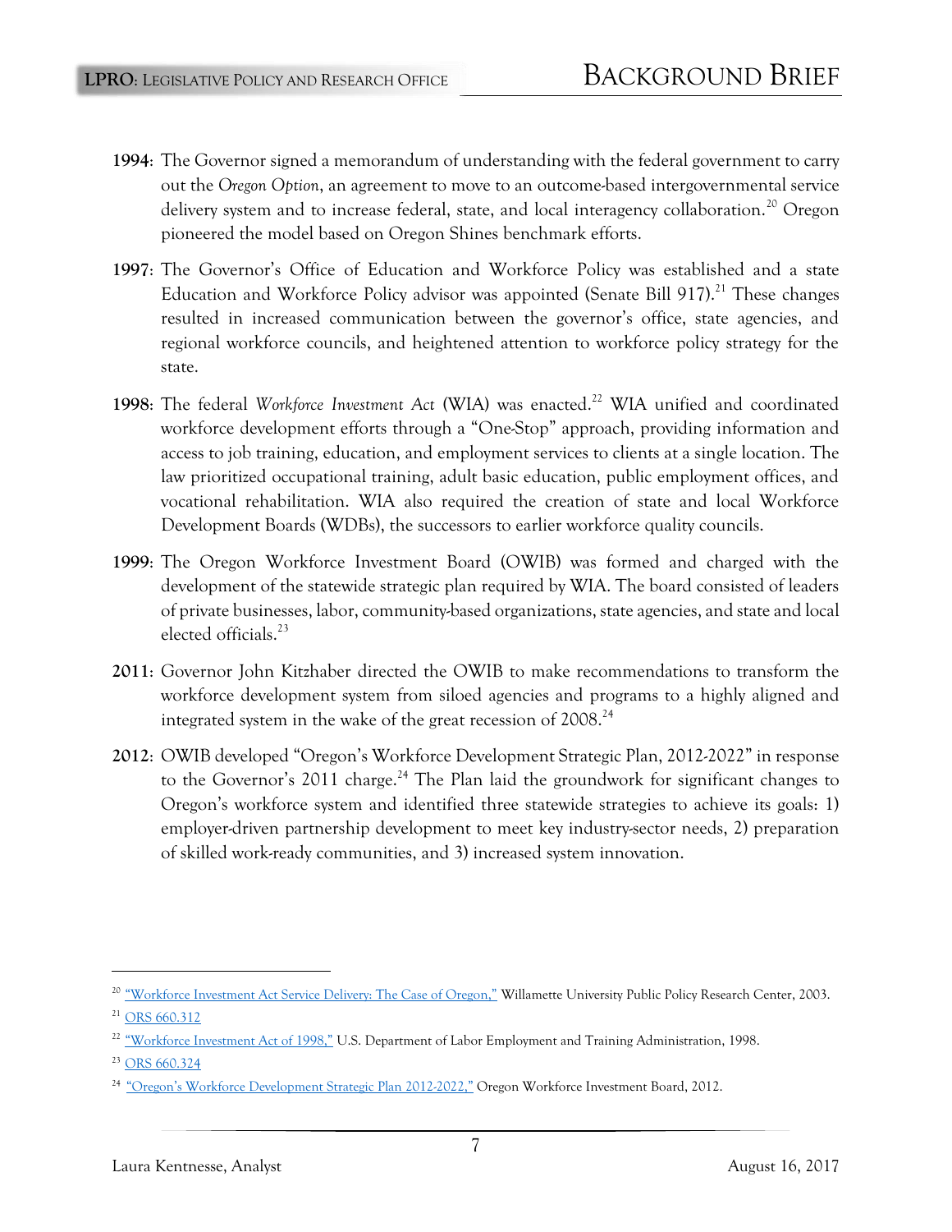**1994**: The Governor signed a memorandum of understanding with the federal government to carry out the *Oregon Option*, an agreement to move to an outcome-based intergovernmental service delivery system and to increase federal, state, and local interagency collaboration.[20] Oregon pioneered the model based on Oregon Shines benchmark efforts.

**1997**: The Governor's Office of Education and Workforce Policy was established and a state Education and Workforce Policy advisor was appointed (Senate Bill 917).[21] These changes resulted in increased communication between the governor's office, state agencies, and regional workforce councils, and heightened attention to workforce policy strategy for the state.

**1998**: The federal *Workforce Investment Act* (WIA) was enacted.[22] WIA unified and coordinated workforce development efforts through a "One-Stop" approach, providing information and access to job training, education, and employment services to clients at a single location. The law prioritized occupational training, adult basic education, public employment offices, and vocational rehabilitation. WIA also required the creation of state and local Workforce Development Boards (WDBs), the successors to earlier workforce quality councils.

**1999**: The Oregon Workforce Investment Board (OWIB) was formed and charged with the development of the statewide strategic plan required by WIA. The board consisted of leaders of private businesses, labor, community-based organizations, state agencies, and state and local elected officials.[23]

**2011**: Governor John Kitzhaber directed the OWIB to make recommendations to transform the workforce development system from siloed agencies and programs to a highly aligned and integrated system in the wake of the great recession of 2008.[24]

**2012**: OWIB developed "Oregon's Workforce Development Strategic Plan, 2012-2022" in response to the Governor's 2011 charge.[24] The Plan laid the groundwork for significant changes to Oregon's workforce system and identified three statewide strategies to achieve its goals: 1) employer-driven partnership development to meet key industry-sector needs, 2) preparation of skilled work-ready communities, and 3) increased system innovation.

---

[20] "Workforce Investment Act Service Delivery: The Case of Oregon," Willamette University Public Policy Research Center, 2003.

[21] ORS 660.312

[22] "Workforce Investment Act of 1998," U.S. Department of Labor Employment and Training Administration, 1998.

[23] ORS 660.324

[24] "Oregon's Workforce Development Strategic Plan 2012-2022," Oregon Workforce Investment Board, 2012.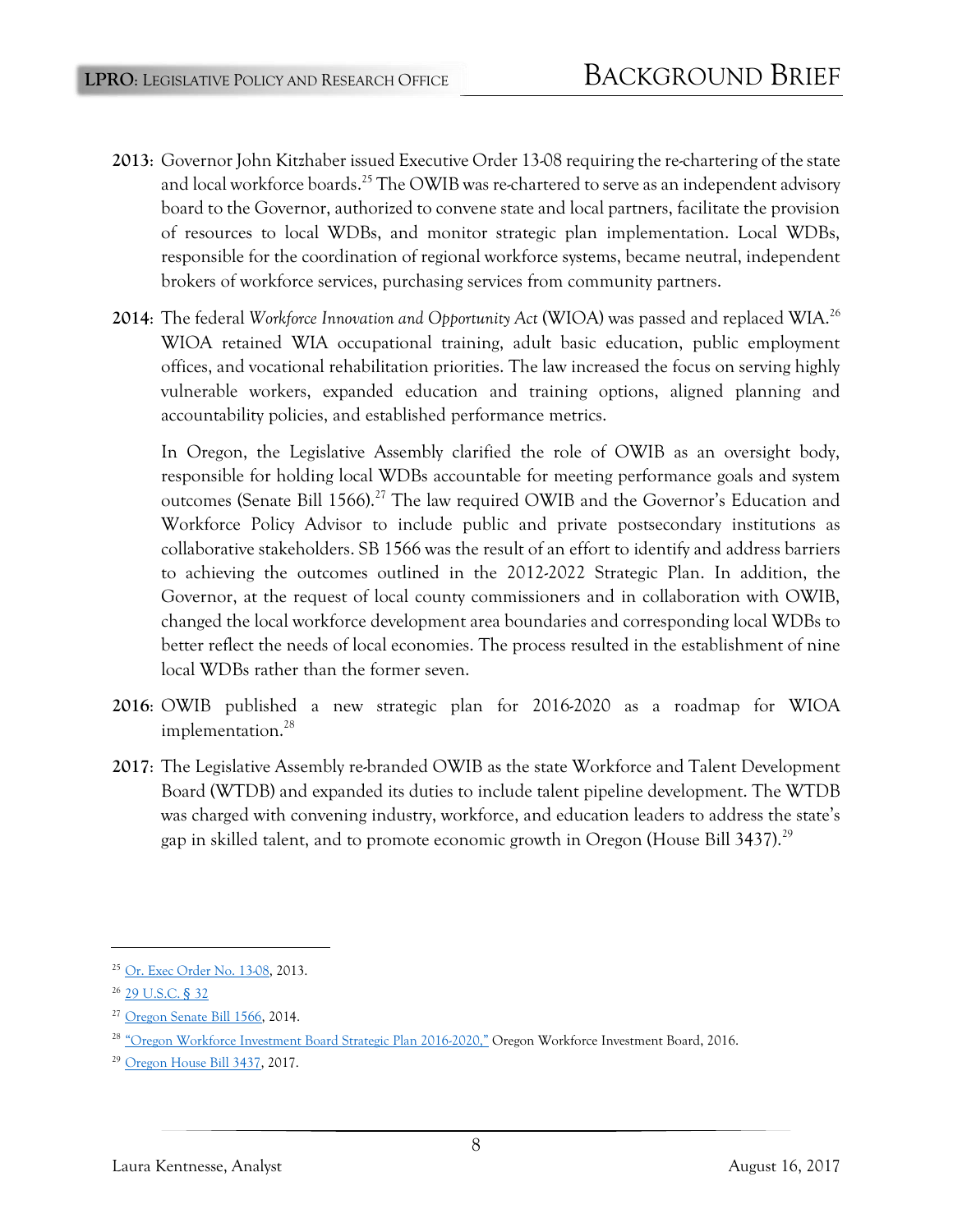**2013**: Governor John Kitzhaber issued Executive Order 13-08 requiring the re-chartering of the state and local workforce boards.[25] The OWIB was re-chartered to serve as an independent advisory board to the Governor, authorized to convene state and local partners, facilitate the provision of resources to local WDBs, and monitor strategic plan implementation. Local WDBs, responsible for the coordination of regional workforce systems, became neutral, independent brokers of workforce services, purchasing services from community partners.

**2014**: The federal *Workforce Innovation and Opportunity Act* (WIOA) was passed and replaced WIA.[26] WIOA retained WIA occupational training, adult basic education, public employment offices, and vocational rehabilitation priorities. The law increased the focus on serving highly vulnerable workers, expanded education and training options, aligned planning and accountability policies, and established performance metrics.

In Oregon, the Legislative Assembly clarified the role of OWIB as an oversight body, responsible for holding local WDBs accountable for meeting performance goals and system outcomes (Senate Bill 1566).[27] The law required OWIB and the Governor's Education and Workforce Policy Advisor to include public and private postsecondary institutions as collaborative stakeholders. SB 1566 was the result of an effort to identify and address barriers to achieving the outcomes outlined in the 2012-2022 Strategic Plan. In addition, the Governor, at the request of local county commissioners and in collaboration with OWIB, changed the local workforce development area boundaries and corresponding local WDBs to better reflect the needs of local economies. The process resulted in the establishment of nine local WDBs rather than the former seven.

**2016**: OWIB published a new strategic plan for 2016-2020 as a roadmap for WIOA implementation.[28]

**2017**: The Legislative Assembly re-branded OWIB as the state Workforce and Talent Development Board (WTDB) and expanded its duties to include talent pipeline development. The WTDB was charged with convening industry, workforce, and education leaders to address the state's gap in skilled talent, and to promote economic growth in Oregon (House Bill 3437).[29]

---

[25] Or. Exec Order No. 13-08, 2013.

[26] 29 U.S.C. § 32

[27] Oregon Senate Bill 1566, 2014.

[28] "Oregon Workforce Investment Board Strategic Plan 2016-2020," Oregon Workforce Investment Board, 2016.

[29] Oregon House Bill 3437, 2017.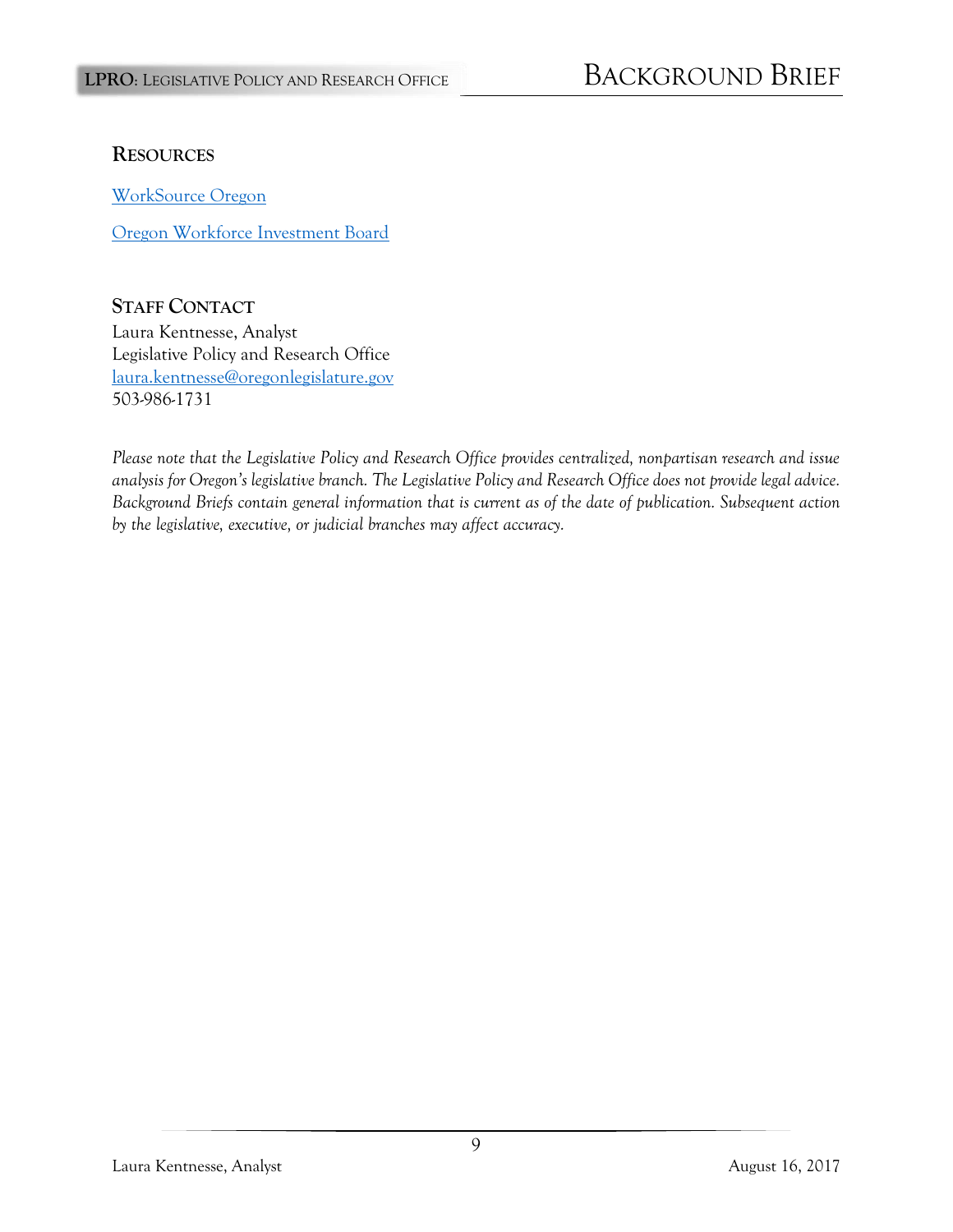## Resources

[WorkSource Oregon]()

[Oregon Workforce Investment Board]()

## Staff Contact

Laura Kentnesse, Analyst
Legislative Policy and Research Office
[laura.kentnesse@oregonlegislature.gov](mailto:laura.kentnesse@oregonlegislature.gov)
503-986-1731

*Please note that the Legislative Policy and Research Office provides centralized, nonpartisan research and issue analysis for Oregon's legislative branch. The Legislative Policy and Research Office does not provide legal advice. Background Briefs contain general information that is current as of the date of publication. Subsequent action by the legislative, executive, or judicial branches may affect accuracy.*